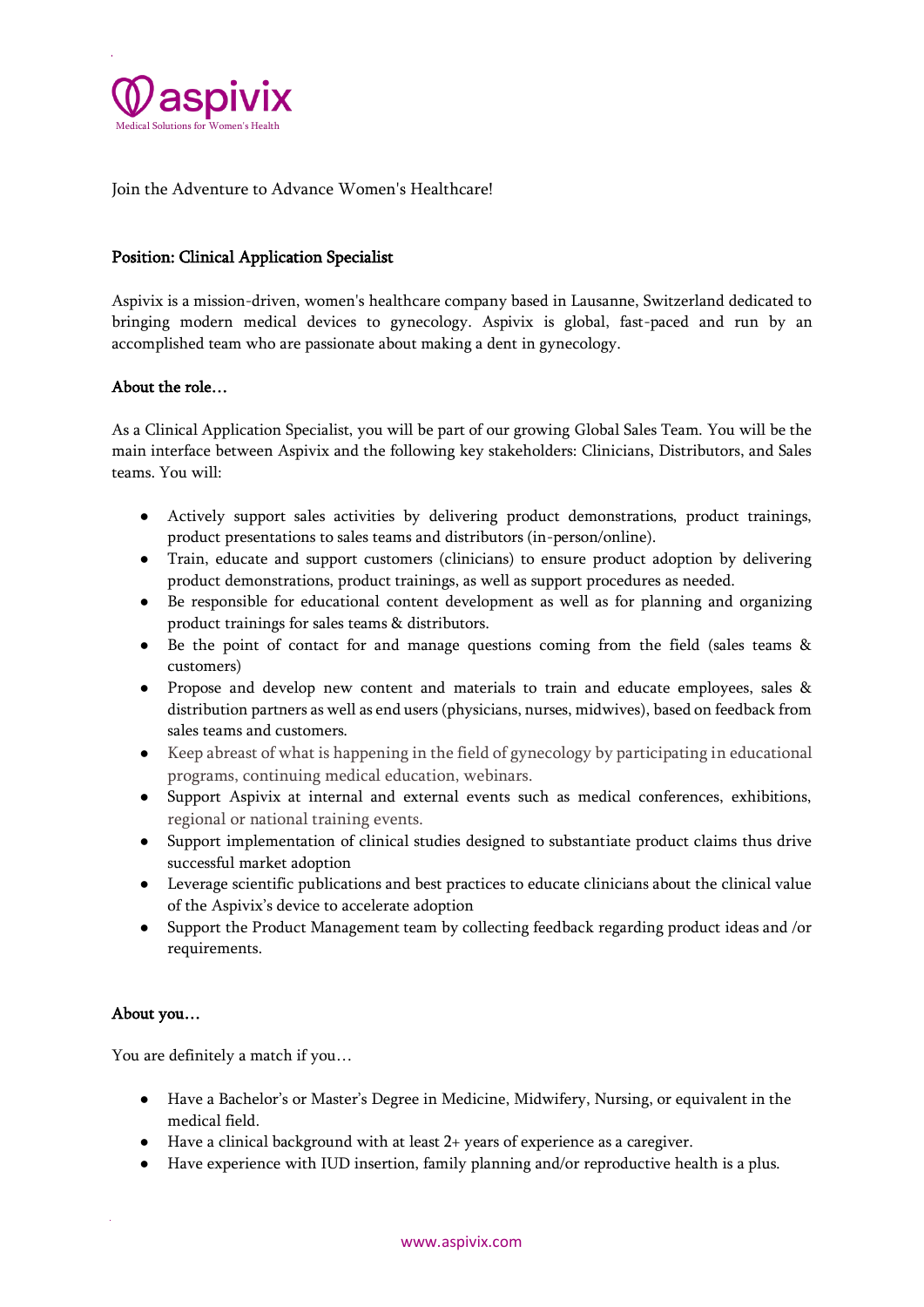aspivix
Medical Solutions for Women's Health

Join the Adventure to Advance Women's Healthcare!

## Position: Clinical Application Specialist

Aspivix is a mission-driven, women's healthcare company based in Lausanne, Switzerland dedicated to bringing modern medical devices to gynecology. Aspivix is global, fast-paced and run by an accomplished team who are passionate about making a dent in gynecology.

### About the role…

As a Clinical Application Specialist, you will be part of our growing Global Sales Team. You will be the main interface between Aspivix and the following key stakeholders: Clinicians, Distributors, and Sales teams. You will:

- Actively support sales activities by delivering product demonstrations, product trainings, product presentations to sales teams and distributors (in-person/online).
- Train, educate and support customers (clinicians) to ensure product adoption by delivering product demonstrations, product trainings, as well as support procedures as needed.
- Be responsible for educational content development as well as for planning and organizing product trainings for sales teams & distributors.
- Be the point of contact for and manage questions coming from the field (sales teams & customers)
- Propose and develop new content and materials to train and educate employees, sales & distribution partners as well as end users (physicians, nurses, midwives), based on feedback from sales teams and customers.
- Keep abreast of what is happening in the field of gynecology by participating in educational programs, continuing medical education, webinars.
- Support Aspivix at internal and external events such as medical conferences, exhibitions, regional or national training events.
- Support implementation of clinical studies designed to substantiate product claims thus drive successful market adoption
- Leverage scientific publications and best practices to educate clinicians about the clinical value of the Aspivix's device to accelerate adoption
- Support the Product Management team by collecting feedback regarding product ideas and /or requirements.

### About you…

You are definitely a match if you…

- Have a Bachelor's or Master's Degree in Medicine, Midwifery, Nursing, or equivalent in the medical field.
- Have a clinical background with at least 2+ years of experience as a caregiver.
- Have experience with IUD insertion, family planning and/or reproductive health is a plus.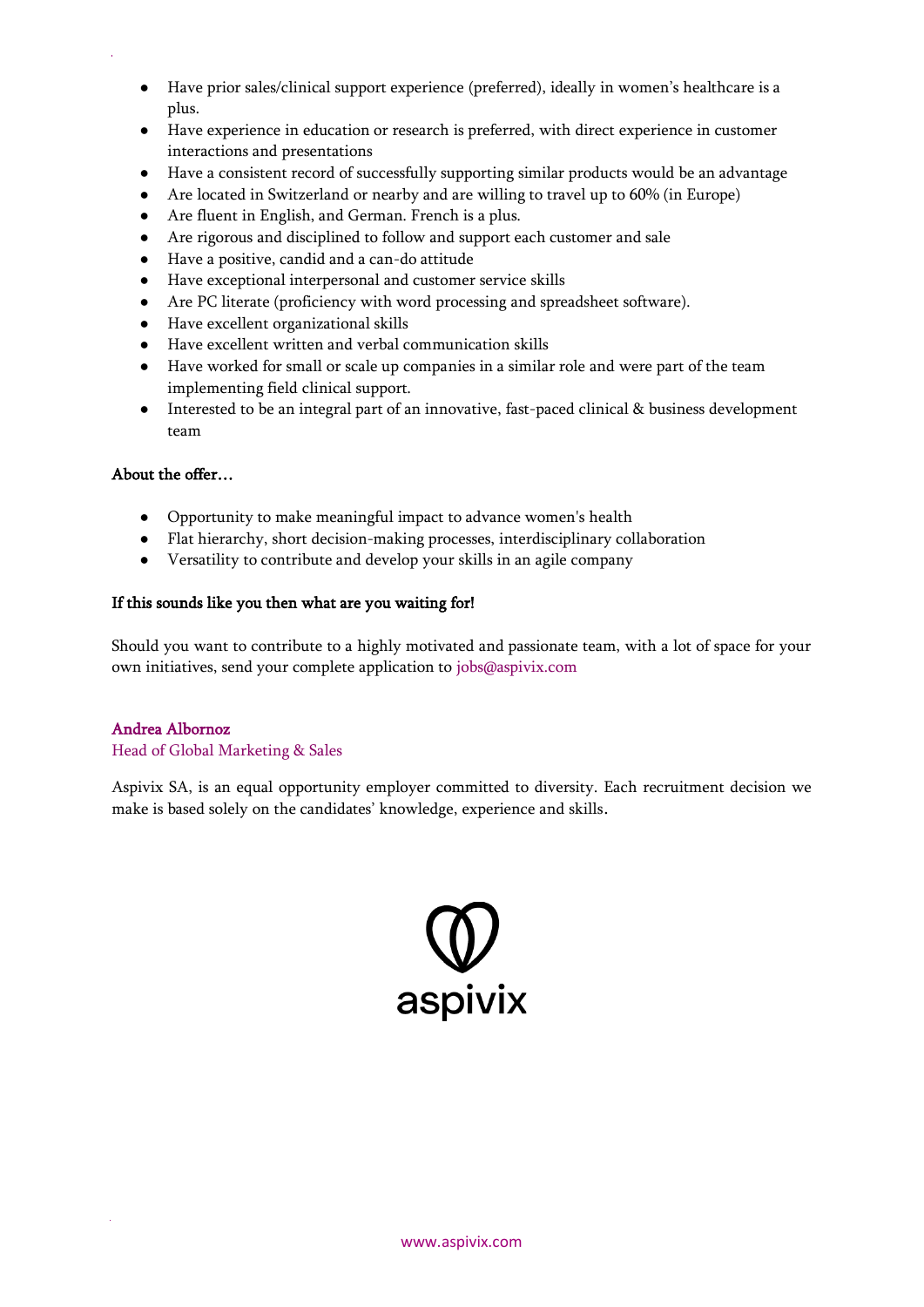- Have prior sales/clinical support experience (preferred), ideally in women's healthcare is a plus.
- Have experience in education or research is preferred, with direct experience in customer interactions and presentations
- Have a consistent record of successfully supporting similar products would be an advantage
- Are located in Switzerland or nearby and are willing to travel up to 60% (in Europe)
- Are fluent in English, and German. French is a plus.
- Are rigorous and disciplined to follow and support each customer and sale
- Have a positive, candid and a can-do attitude
- Have exceptional interpersonal and customer service skills
- Are PC literate (proficiency with word processing and spreadsheet software).
- Have excellent organizational skills
- Have excellent written and verbal communication skills
- Have worked for small or scale up companies in a similar role and were part of the team implementing field clinical support.
- Interested to be an integral part of an innovative, fast-paced clinical & business development team

**About the offer…**

- Opportunity to make meaningful impact to advance women's health
- Flat hierarchy, short decision-making processes, interdisciplinary collaboration
- Versatility to contribute and develop your skills in an agile company

**If this sounds like you then what are you waiting for!**

Should you want to contribute to a highly motivated and passionate team, with a lot of space for your own initiatives, send your complete application to jobs@aspivix.com

**Andrea Albornoz**
Head of Global Marketing & Sales

Aspivix SA, is an equal opportunity employer committed to diversity. Each recruitment decision we make is based solely on the candidates' knowledge, experience and skills.

aspivix

www.aspivix.com